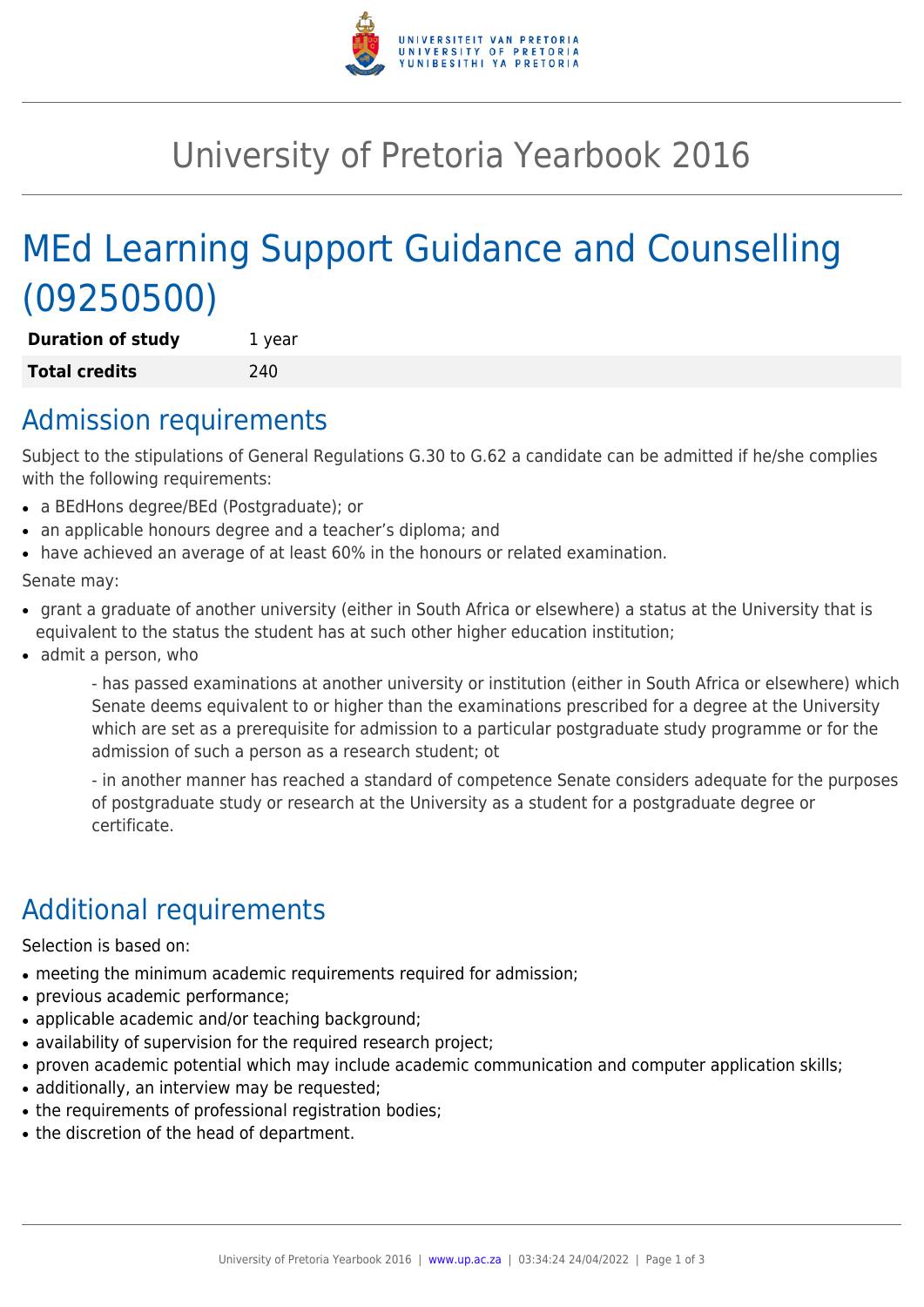# University of Pretoria Yearbook 2016

## MEd Learning Support Guidance and Counselling (09250500)

| **Duration of study** | 1 year |
| --- | --- |
| **Total credits** | 240 |

## Admission requirements

Subject to the stipulations of General Regulations G.30 to G.62 a candidate can be admitted if he/she complies with the following requirements:

- a BEdHons degree/BEd (Postgraduate); or
- an applicable honours degree and a teacher's diploma; and
- have achieved an average of at least 60% in the honours or related examination.

Senate may:

- grant a graduate of another university (either in South Africa or elsewhere) a status at the University that is equivalent to the status the student has at such other higher education institution;
- admit a person, who

  - has passed examinations at another university or institution (either in South Africa or elsewhere) which Senate deems equivalent to or higher than the examinations prescribed for a degree at the University which are set as a prerequisite for admission to a particular postgraduate study programme or for the admission of such a person as a research student; ot

  - in another manner has reached a standard of competence Senate considers adequate for the purposes of postgraduate study or research at the University as a student for a postgraduate degree or certificate.

## Additional requirements

Selection is based on:

- meeting the minimum academic requirements required for admission;
- previous academic performance;
- applicable academic and/or teaching background;
- availability of supervision for the required research project;
- proven academic potential which may include academic communication and computer application skills;
- additionally, an interview may be requested;
- the requirements of professional registration bodies;
- the discretion of the head of department.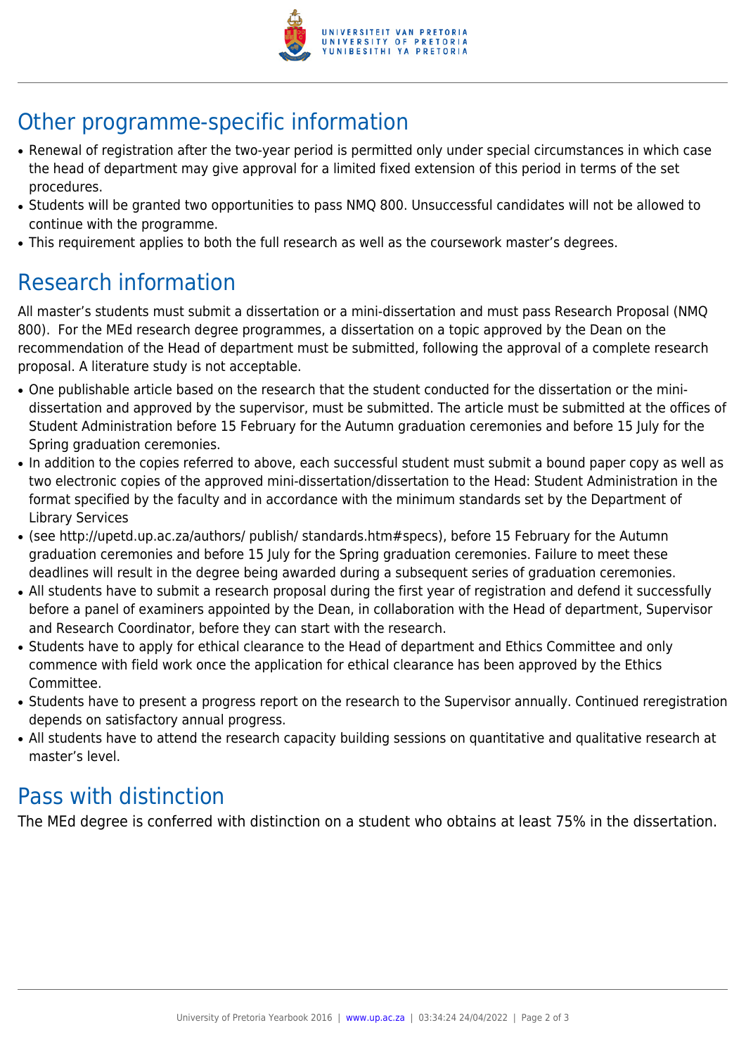## Other programme-specific information

- Renewal of registration after the two-year period is permitted only under special circumstances in which case the head of department may give approval for a limited fixed extension of this period in terms of the set procedures.
- Students will be granted two opportunities to pass NMQ 800. Unsuccessful candidates will not be allowed to continue with the programme.
- This requirement applies to both the full research as well as the coursework master's degrees.

## Research information

All master's students must submit a dissertation or a mini-dissertation and must pass Research Proposal (NMQ 800). For the MEd research degree programmes, a dissertation on a topic approved by the Dean on the recommendation of the Head of department must be submitted, following the approval of a complete research proposal. A literature study is not acceptable.

- One publishable article based on the research that the student conducted for the dissertation or the mini-dissertation and approved by the supervisor, must be submitted. The article must be submitted at the offices of Student Administration before 15 February for the Autumn graduation ceremonies and before 15 July for the Spring graduation ceremonies.
- In addition to the copies referred to above, each successful student must submit a bound paper copy as well as two electronic copies of the approved mini-dissertation/dissertation to the Head: Student Administration in the format specified by the faculty and in accordance with the minimum standards set by the Department of Library Services
- (see http://upetd.up.ac.za/authors/ publish/ standards.htm#specs), before 15 February for the Autumn graduation ceremonies and before 15 July for the Spring graduation ceremonies. Failure to meet these deadlines will result in the degree being awarded during a subsequent series of graduation ceremonies.
- All students have to submit a research proposal during the first year of registration and defend it successfully before a panel of examiners appointed by the Dean, in collaboration with the Head of department, Supervisor and Research Coordinator, before they can start with the research.
- Students have to apply for ethical clearance to the Head of department and Ethics Committee and only commence with field work once the application for ethical clearance has been approved by the Ethics Committee.
- Students have to present a progress report on the research to the Supervisor annually. Continued reregistration depends on satisfactory annual progress.
- All students have to attend the research capacity building sessions on quantitative and qualitative research at master's level.

## Pass with distinction

The MEd degree is conferred with distinction on a student who obtains at least 75% in the dissertation.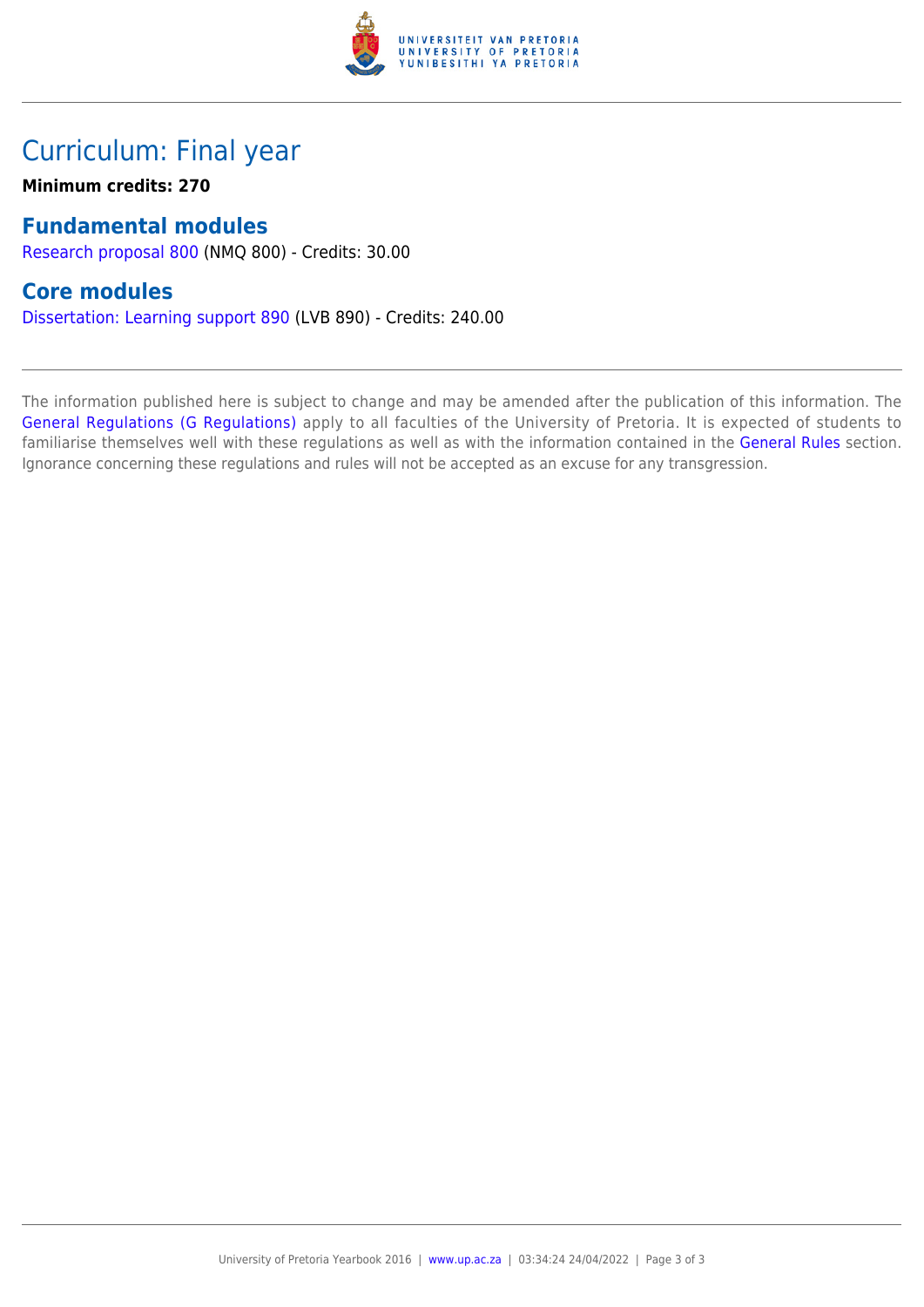# Curriculum: Final year

**Minimum credits: 270**

## Fundamental modules

Research proposal 800 (NMQ 800) - Credits: 30.00

## Core modules

Dissertation: Learning support 890 (LVB 890) - Credits: 240.00

The information published here is subject to change and may be amended after the publication of this information. The General Regulations (G Regulations) apply to all faculties of the University of Pretoria. It is expected of students to familiarise themselves well with these regulations as well as with the information contained in the General Rules section. Ignorance concerning these regulations and rules will not be accepted as an excuse for any transgression.